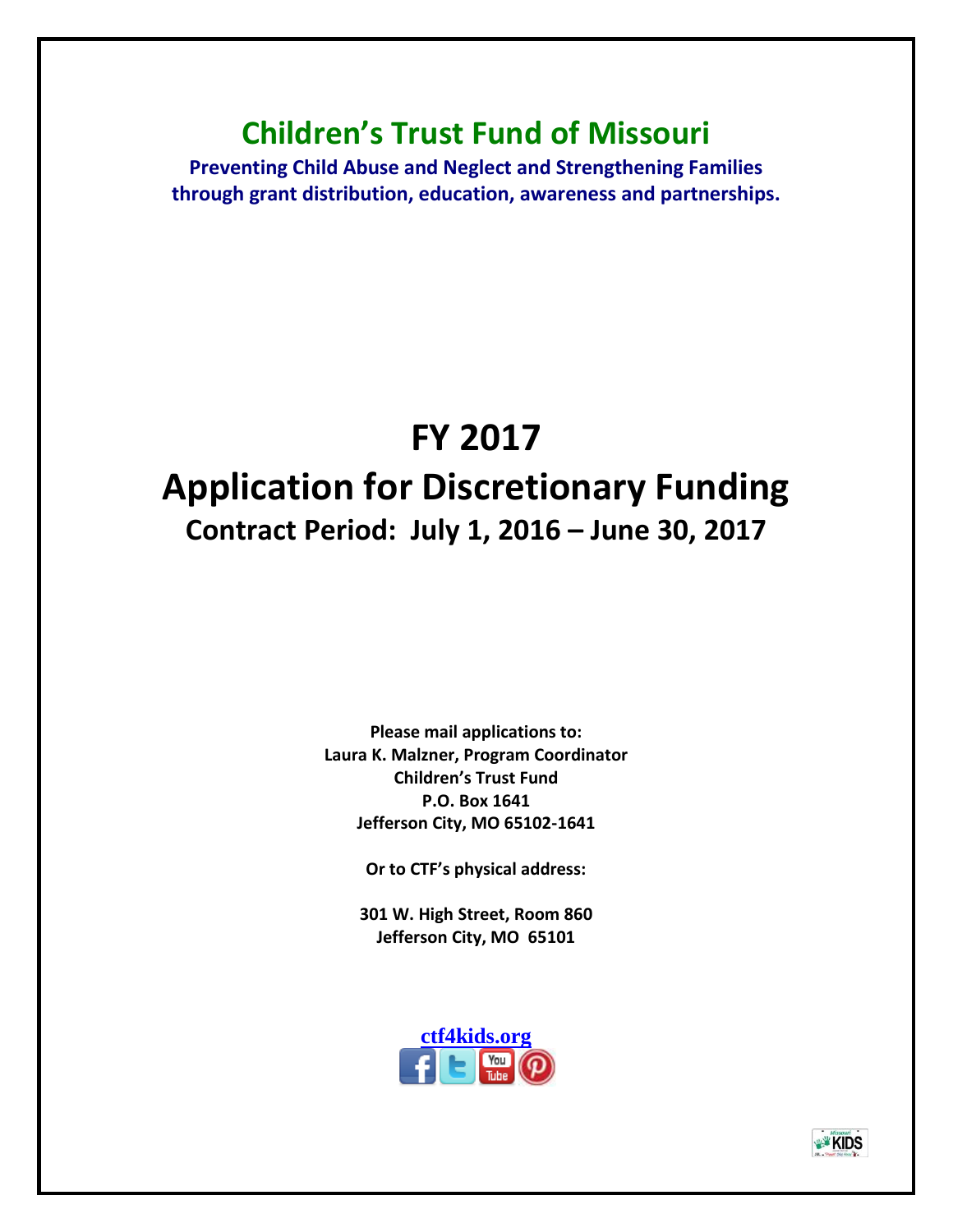# Children's Trust Fund of Missouri

**Preventing Child Abuse and Neglect and Strengthening Families through grant distribution, education, awareness and partnerships.**

# FY 2017

# Application for Discretionary Funding

## Contract Period: July 1, 2016 – June 30, 2017

**Please mail applications to:**
**Laura K. Malzner, Program Coordinator**
**Children's Trust Fund**
**P.O. Box 1641**
**Jefferson City, MO 65102-1641**

**Or to CTF's physical address:**

**301 W. High Street, Room 860**
**Jefferson City, MO 65101**

**ctf4kids.org**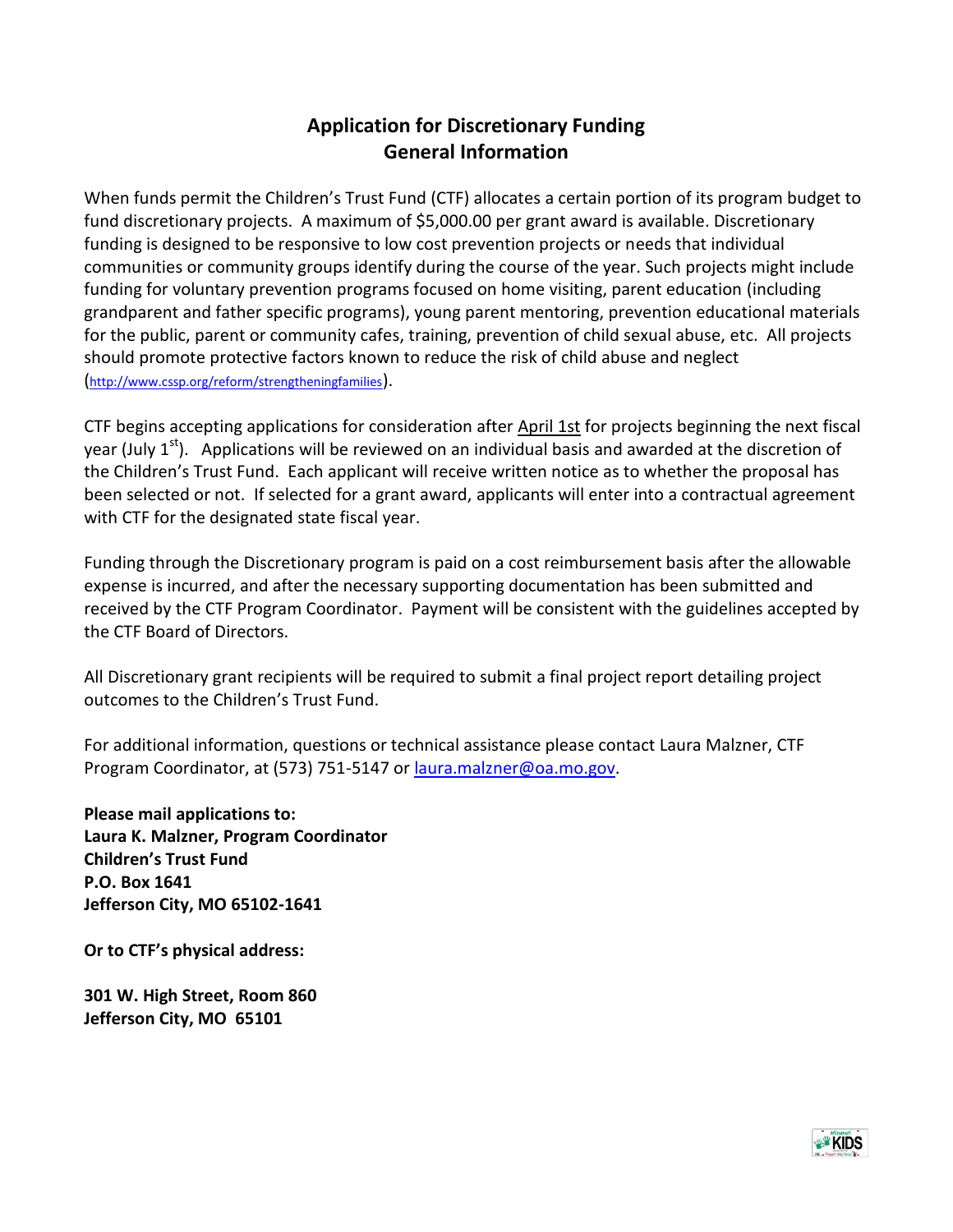# Application for Discretionary Funding
## General Information

When funds permit the Children's Trust Fund (CTF) allocates a certain portion of its program budget to fund discretionary projects. A maximum of $5,000.00 per grant award is available. Discretionary funding is designed to be responsive to low cost prevention projects or needs that individual communities or community groups identify during the course of the year. Such projects might include funding for voluntary prevention programs focused on home visiting, parent education (including grandparent and father specific programs), young parent mentoring, prevention educational materials for the public, parent or community cafes, training, prevention of child sexual abuse, etc. All projects should promote protective factors known to reduce the risk of child abuse and neglect (http://www.cssp.org/reform/strengtheningfamilies).

CTF begins accepting applications for consideration after April 1st for projects beginning the next fiscal year (July 1st). Applications will be reviewed on an individual basis and awarded at the discretion of the Children's Trust Fund. Each applicant will receive written notice as to whether the proposal has been selected or not. If selected for a grant award, applicants will enter into a contractual agreement with CTF for the designated state fiscal year.

Funding through the Discretionary program is paid on a cost reimbursement basis after the allowable expense is incurred, and after the necessary supporting documentation has been submitted and received by the CTF Program Coordinator. Payment will be consistent with the guidelines accepted by the CTF Board of Directors.

All Discretionary grant recipients will be required to submit a final project report detailing project outcomes to the Children's Trust Fund.

For additional information, questions or technical assistance please contact Laura Malzner, CTF Program Coordinator, at (573) 751-5147 or laura.malzner@oa.mo.gov.

**Please mail applications to:**
**Laura K. Malzner, Program Coordinator**
**Children's Trust Fund**
**P.O. Box 1641**
**Jefferson City, MO 65102-1641**

**Or to CTF's physical address:**

**301 W. High Street, Room 860**
**Jefferson City, MO 65101**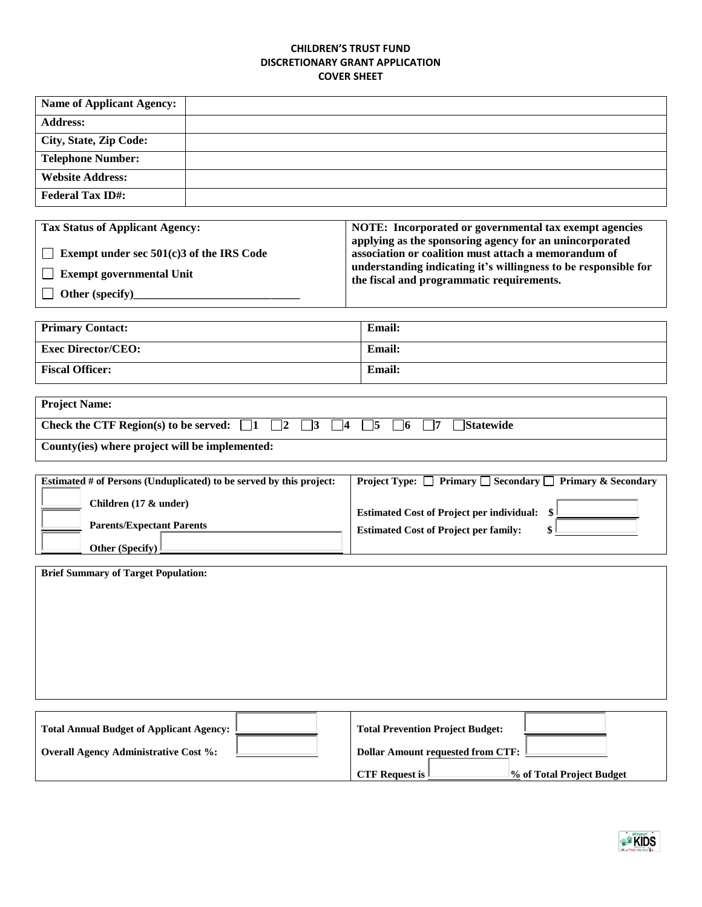# CHILDREN'S TRUST FUND
# DISCRETIONARY GRANT APPLICATION
# COVER SHEET

| | |
|---|---|
| **Name of Applicant Agency:** | |
| **Address:** | |
| **City, State, Zip Code:** | |
| **Telephone Number:** | |
| **Website Address:** | |
| **Federal Tax ID#:** | |

| | |
|---|---|
| **Tax Status of Applicant Agency:**<br>☐ **Exempt under sec 501(c)3 of the IRS Code**<br>☐ **Exempt governmental Unit**<br>☐ **Other (specify)_____________________________** | **NOTE: Incorporated or governmental tax exempt agencies applying as the sponsoring agency for an unincorporated association or coalition must attach a memorandum of understanding indicating it's willingness to be responsible for the fiscal and programmatic requirements.** |

| | |
|---|---|
| **Primary Contact:** | **Email:** |
| **Exec Director/CEO:** | **Email:** |
| **Fiscal Officer:** | **Email:** |

| |
|---|
| **Project Name:** |
| **Check the CTF Region(s) to be served:** ☐**1** ☐**2** ☐**3** ☐**4** ☐**5** ☐**6** ☐**7** ☐**Statewide** |
| **County(ies) where project will be implemented:** |

| | |
|---|---|
| **Estimated # of Persons (Unduplicated) to be served by this project:**<br>______ **Children (17 & under)**<br>______ **Parents/Expectant Parents**<br>______ **Other (Specify)** ____________ | **Project Type:** ☐ **Primary** ☐ **Secondary** ☐ **Primary & Secondary**<br>**Estimated Cost of Project per individual: $** ______<br>**Estimated Cost of Project per family: $** ______ |

| |
|---|
| **Brief Summary of Target Population:** |

| | |
|---|---|
| **Total Annual Budget of Applicant Agency:** ______<br>**Overall Agency Administrative Cost %:** ______ | **Total Prevention Project Budget:** ______<br>**Dollar Amount requested from CTF:** ______<br>**CTF Request is** ______ **% of Total Project Budget** |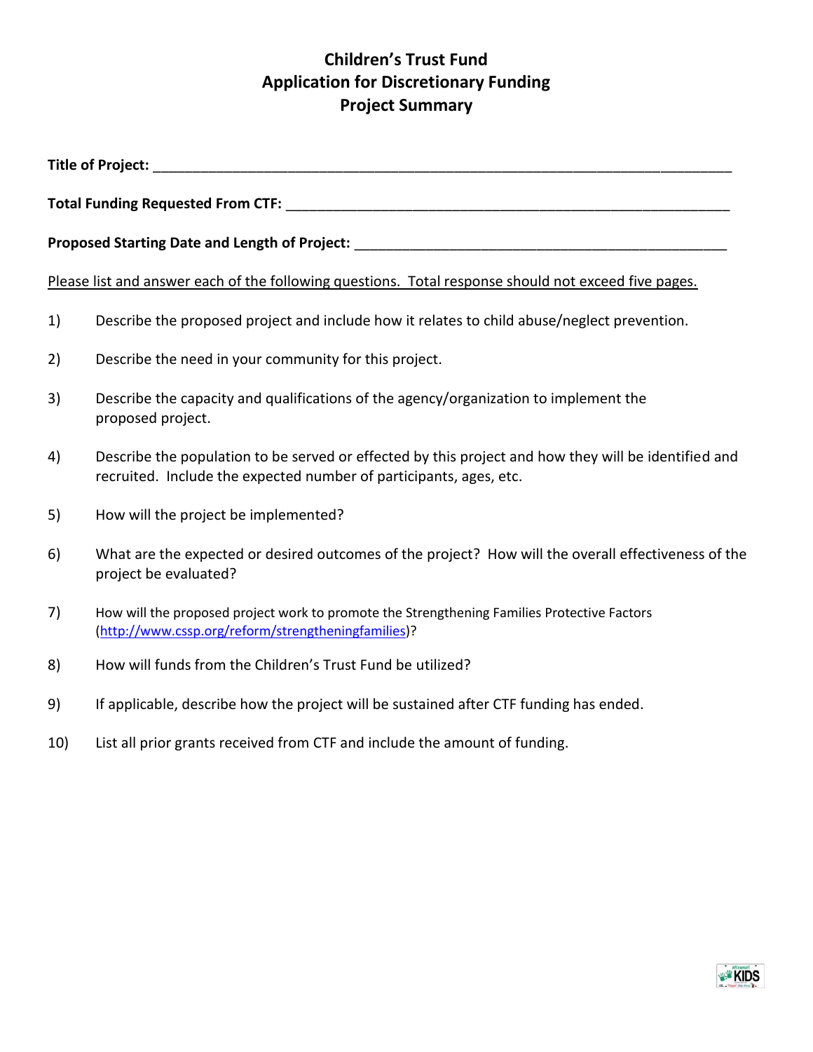# Children's Trust Fund
## Application for Discretionary Funding
## Project Summary

**Title of Project:** ___________________________________________________________________________

**Total Funding Requested From CTF:** __________________________________________________________

**Proposed Starting Date and Length of Project:** ________________________________________________

Please list and answer each of the following questions. Total response should not exceed five pages.

1) Describe the proposed project and include how it relates to child abuse/neglect prevention.

2) Describe the need in your community for this project.

3) Describe the capacity and qualifications of the agency/organization to implement the proposed project.

4) Describe the population to be served or effected by this project and how they will be identified and recruited. Include the expected number of participants, ages, etc.

5) How will the project be implemented?

6) What are the expected or desired outcomes of the project? How will the overall effectiveness of the project be evaluated?

7) How will the proposed project work to promote the Strengthening Families Protective Factors (http://www.cssp.org/reform/strengtheningfamilies)?

8) How will funds from the Children's Trust Fund be utilized?

9) If applicable, describe how the project will be sustained after CTF funding has ended.

10) List all prior grants received from CTF and include the amount of funding.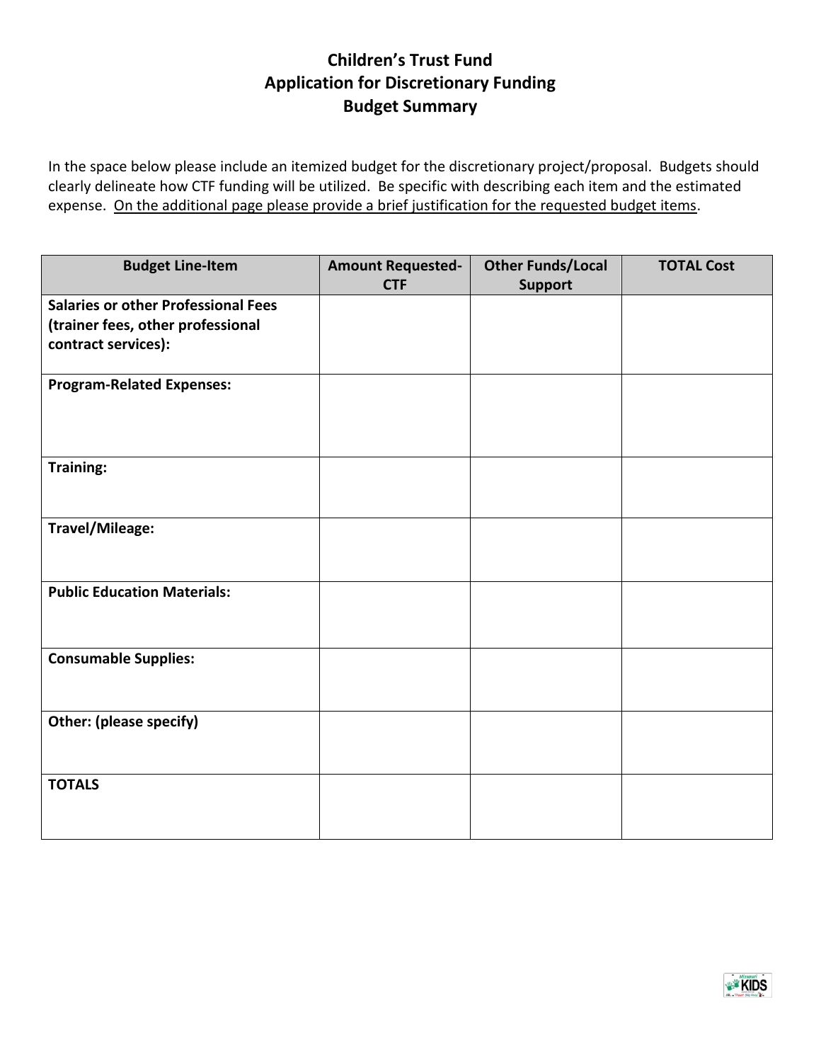# Children's Trust Fund
## Application for Discretionary Funding
## Budget Summary

In the space below please include an itemized budget for the discretionary project/proposal. Budgets should clearly delineate how CTF funding will be utilized. Be specific with describing each item and the estimated expense. <u>On the additional page please provide a brief justification for the requested budget items</u>.

| Budget Line-Item | Amount Requested-CTF | Other Funds/Local Support | TOTAL Cost |
|---|---|---|---|
| **Salaries or other Professional Fees (trainer fees, other professional contract services):** | | | |
| **Program-Related Expenses:** | | | |
| **Training:** | | | |
| **Travel/Mileage:** | | | |
| **Public Education Materials:** | | | |
| **Consumable Supplies:** | | | |
| **Other: (please specify)** | | | |
| **TOTALS** | | | |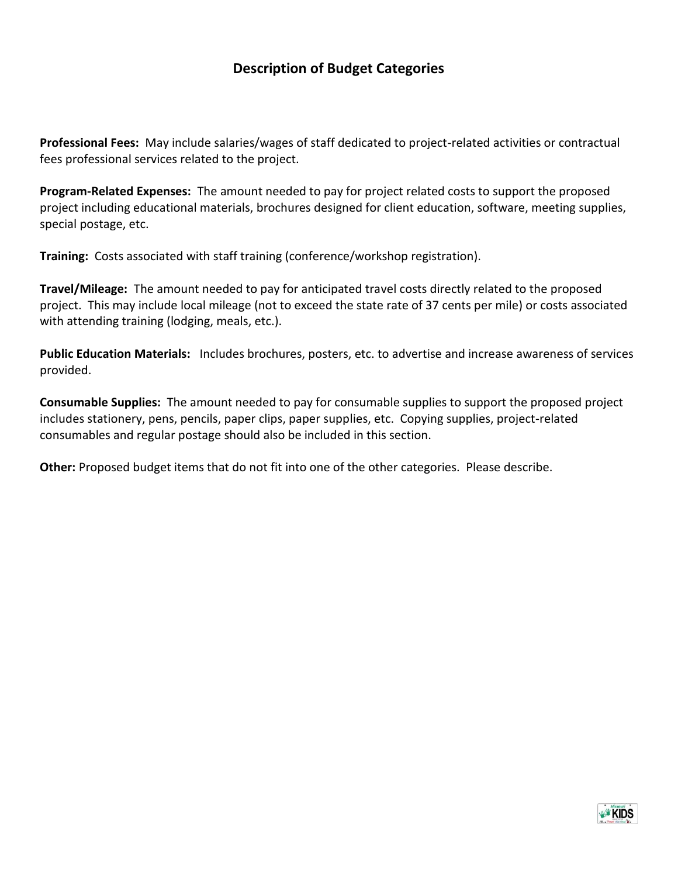## Description of Budget Categories

**Professional Fees:** May include salaries/wages of staff dedicated to project-related activities or contractual fees professional services related to the project.

**Program-Related Expenses:** The amount needed to pay for project related costs to support the proposed project including educational materials, brochures designed for client education, software, meeting supplies, special postage, etc.

**Training:** Costs associated with staff training (conference/workshop registration).

**Travel/Mileage:** The amount needed to pay for anticipated travel costs directly related to the proposed project. This may include local mileage (not to exceed the state rate of 37 cents per mile) or costs associated with attending training (lodging, meals, etc.).

**Public Education Materials:** Includes brochures, posters, etc. to advertise and increase awareness of services provided.

**Consumable Supplies:** The amount needed to pay for consumable supplies to support the proposed project includes stationery, pens, pencils, paper clips, paper supplies, etc. Copying supplies, project-related consumables and regular postage should also be included in this section.

**Other:** Proposed budget items that do not fit into one of the other categories. Please describe.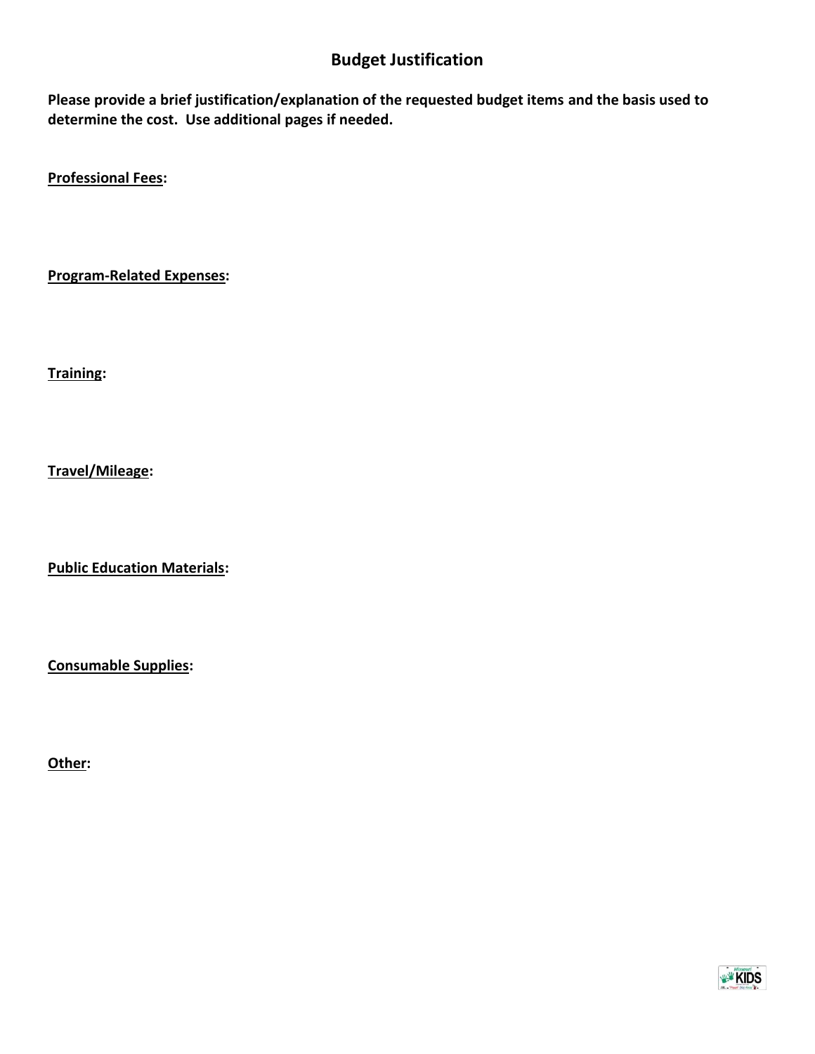## Budget Justification

**Please provide a brief justification/explanation of the requested budget items and the basis used to determine the cost. Use additional pages if needed.**

**<u>Professional Fees</u>:**

**<u>Program-Related Expenses</u>:**

**<u>Training</u>:**

**<u>Travel/Mileage</u>:**

**<u>Public Education Materials</u>:**

**<u>Consumable Supplies</u>:**

**<u>Other</u>:**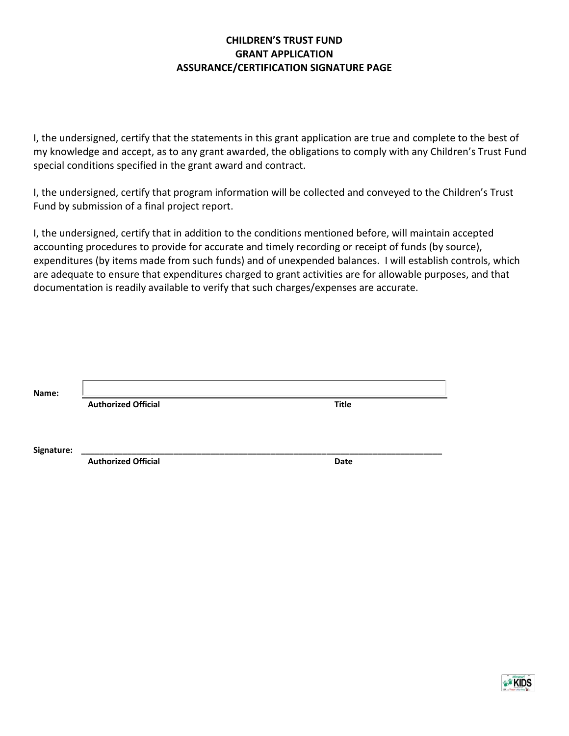**CHILDREN'S TRUST FUND**
**GRANT APPLICATION**
**ASSURANCE/CERTIFICATION SIGNATURE PAGE**

I, the undersigned, certify that the statements in this grant application are true and complete to the best of my knowledge and accept, as to any grant awarded, the obligations to comply with any Children's Trust Fund special conditions specified in the grant award and contract.

I, the undersigned, certify that program information will be collected and conveyed to the Children's Trust Fund by submission of a final project report.

I, the undersigned, certify that in addition to the conditions mentioned before, will maintain accepted accounting procedures to provide for accurate and timely recording or receipt of funds (by source), expenditures (by items made from such funds) and of unexpended balances. I will establish controls, which are adequate to ensure that expenditures charged to grant activities are for allowable purposes, and that documentation is readily available to verify that such charges/expenses are accurate.

**Name:** ______________________________________________________________

**Authorized Official** **Title**

**Signature:** ______________________________________________________________

**Authorized Official** **Date**